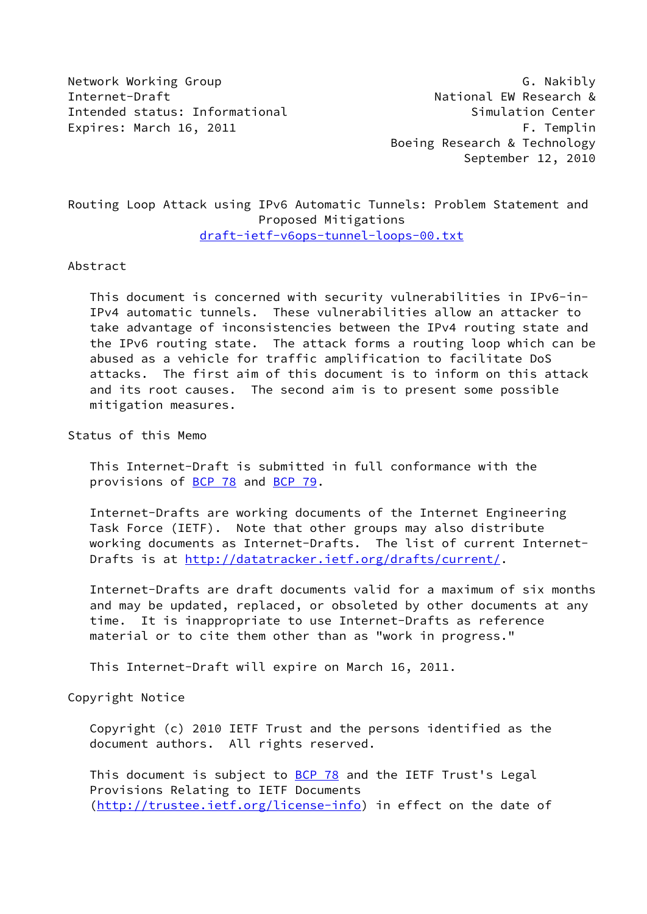Network Working Group G. Nakibly
Internet-Draft National EW Research &
Intended status: Informational Simulation Center
Expires: March 16, 2011 F. Templin
Boeing Research & Technology
September 12, 2010

# Routing Loop Attack using IPv6 Automatic Tunnels: Problem Statement and Proposed Mitigations

draft-ietf-v6ops-tunnel-loops-00.txt

## Abstract

This document is concerned with security vulnerabilities in IPv6-in-IPv4 automatic tunnels. These vulnerabilities allow an attacker to take advantage of inconsistencies between the IPv4 routing state and the IPv6 routing state. The attack forms a routing loop which can be abused as a vehicle for traffic amplification to facilitate DoS attacks. The first aim of this document is to inform on this attack and its root causes. The second aim is to present some possible mitigation measures.

## Status of this Memo

This Internet-Draft is submitted in full conformance with the provisions of BCP 78 and BCP 79.

Internet-Drafts are working documents of the Internet Engineering Task Force (IETF). Note that other groups may also distribute working documents as Internet-Drafts. The list of current Internet-Drafts is at http://datatracker.ietf.org/drafts/current/.

Internet-Drafts are draft documents valid for a maximum of six months and may be updated, replaced, or obsoleted by other documents at any time. It is inappropriate to use Internet-Drafts as reference material or to cite them other than as "work in progress."

This Internet-Draft will expire on March 16, 2011.

## Copyright Notice

Copyright (c) 2010 IETF Trust and the persons identified as the document authors. All rights reserved.

This document is subject to BCP 78 and the IETF Trust's Legal Provisions Relating to IETF Documents (http://trustee.ietf.org/license-info) in effect on the date of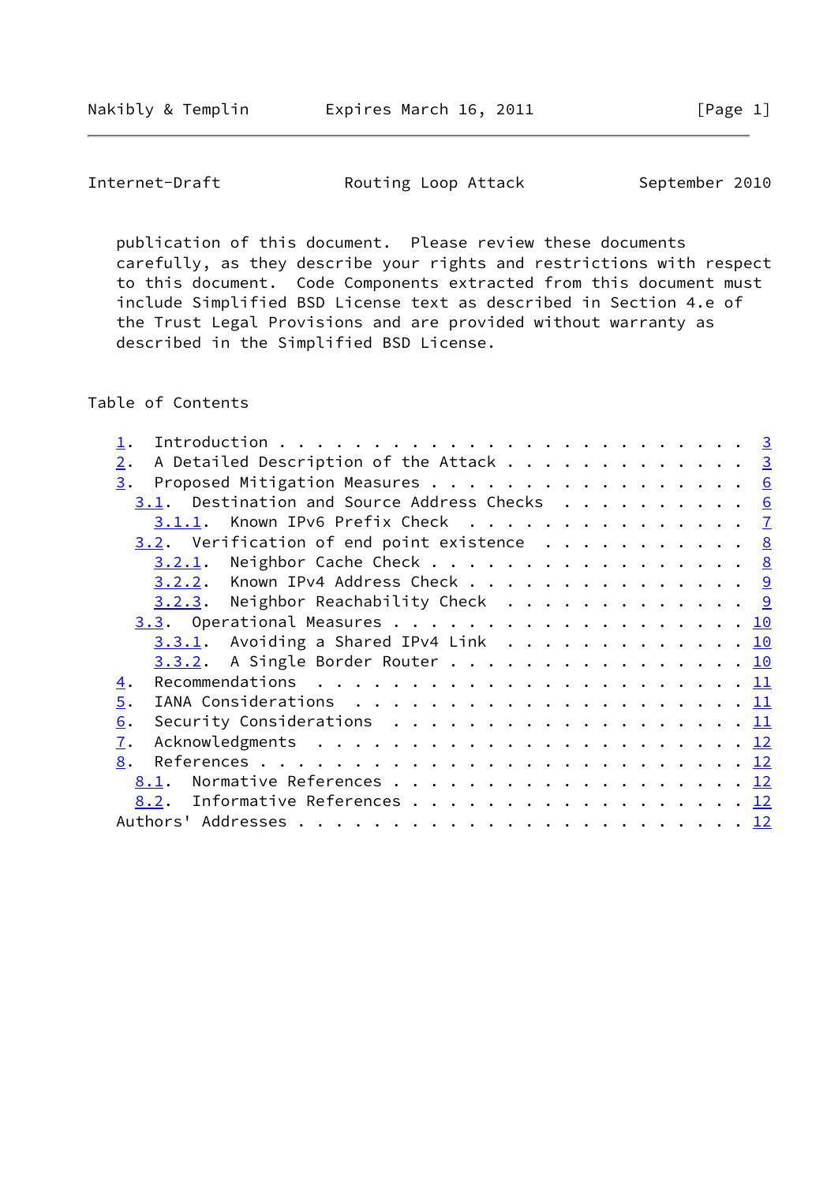publication of this document. Please review these documents carefully, as they describe your rights and restrictions with respect to this document. Code Components extracted from this document must include Simplified BSD License text as described in Section 4.e of the Trust Legal Provisions and are provided without warranty as described in the Simplified BSD License.

## Table of Contents

- 1. Introduction . . . . . . . . . . . . . . . . . . . . . . . . . 3
- 2. A Detailed Description of the Attack . . . . . . . . . . . . . 3
- 3. Proposed Mitigation Measures . . . . . . . . . . . . . . . . . 6
  - 3.1. Destination and Source Address Checks . . . . . . . . . . 6
    - 3.1.1. Known IPv6 Prefix Check . . . . . . . . . . . . . . . 7
  - 3.2. Verification of end point existence . . . . . . . . . . . 8
    - 3.2.1. Neighbor Cache Check . . . . . . . . . . . . . . . . . 8
    - 3.2.2. Known IPv4 Address Check . . . . . . . . . . . . . . . 9
    - 3.2.3. Neighbor Reachability Check . . . . . . . . . . . . . 9
  - 3.3. Operational Measures . . . . . . . . . . . . . . . . . . . 10
    - 3.3.1. Avoiding a Shared IPv4 Link . . . . . . . . . . . . . 10
    - 3.3.2. A Single Border Router . . . . . . . . . . . . . . . . 10
- 4. Recommendations . . . . . . . . . . . . . . . . . . . . . . . . 11
- 5. IANA Considerations . . . . . . . . . . . . . . . . . . . . . . 11
- 6. Security Considerations . . . . . . . . . . . . . . . . . . . . 11
- 7. Acknowledgments . . . . . . . . . . . . . . . . . . . . . . . . 12
- 8. References . . . . . . . . . . . . . . . . . . . . . . . . . . 12
  - 8.1. Normative References . . . . . . . . . . . . . . . . . . . 12
  - 8.2. Informative References . . . . . . . . . . . . . . . . . . 12
- Authors' Addresses . . . . . . . . . . . . . . . . . . . . . . . . 12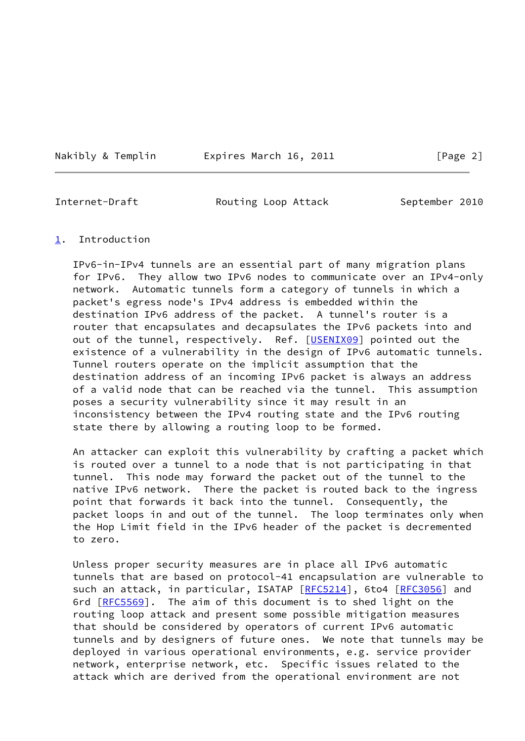## 1. Introduction

IPv6-in-IPv4 tunnels are an essential part of many migration plans for IPv6. They allow two IPv6 nodes to communicate over an IPv4-only network. Automatic tunnels form a category of tunnels in which a packet's egress node's IPv4 address is embedded within the destination IPv6 address of the packet. A tunnel's router is a router that encapsulates and decapsulates the IPv6 packets into and out of the tunnel, respectively. Ref. [USENIX09] pointed out the existence of a vulnerability in the design of IPv6 automatic tunnels. Tunnel routers operate on the implicit assumption that the destination address of an incoming IPv6 packet is always an address of a valid node that can be reached via the tunnel. This assumption poses a security vulnerability since it may result in an inconsistency between the IPv4 routing state and the IPv6 routing state there by allowing a routing loop to be formed.

An attacker can exploit this vulnerability by crafting a packet which is routed over a tunnel to a node that is not participating in that tunnel. This node may forward the packet out of the tunnel to the native IPv6 network. There the packet is routed back to the ingress point that forwards it back into the tunnel. Consequently, the packet loops in and out of the tunnel. The loop terminates only when the Hop Limit field in the IPv6 header of the packet is decremented to zero.

Unless proper security measures are in place all IPv6 automatic tunnels that are based on protocol-41 encapsulation are vulnerable to such an attack, in particular, ISATAP [RFC5214], 6to4 [RFC3056] and 6rd [RFC5569]. The aim of this document is to shed light on the routing loop attack and present some possible mitigation measures that should be considered by operators of current IPv6 automatic tunnels and by designers of future ones. We note that tunnels may be deployed in various operational environments, e.g. service provider network, enterprise network, etc. Specific issues related to the attack which are derived from the operational environment are not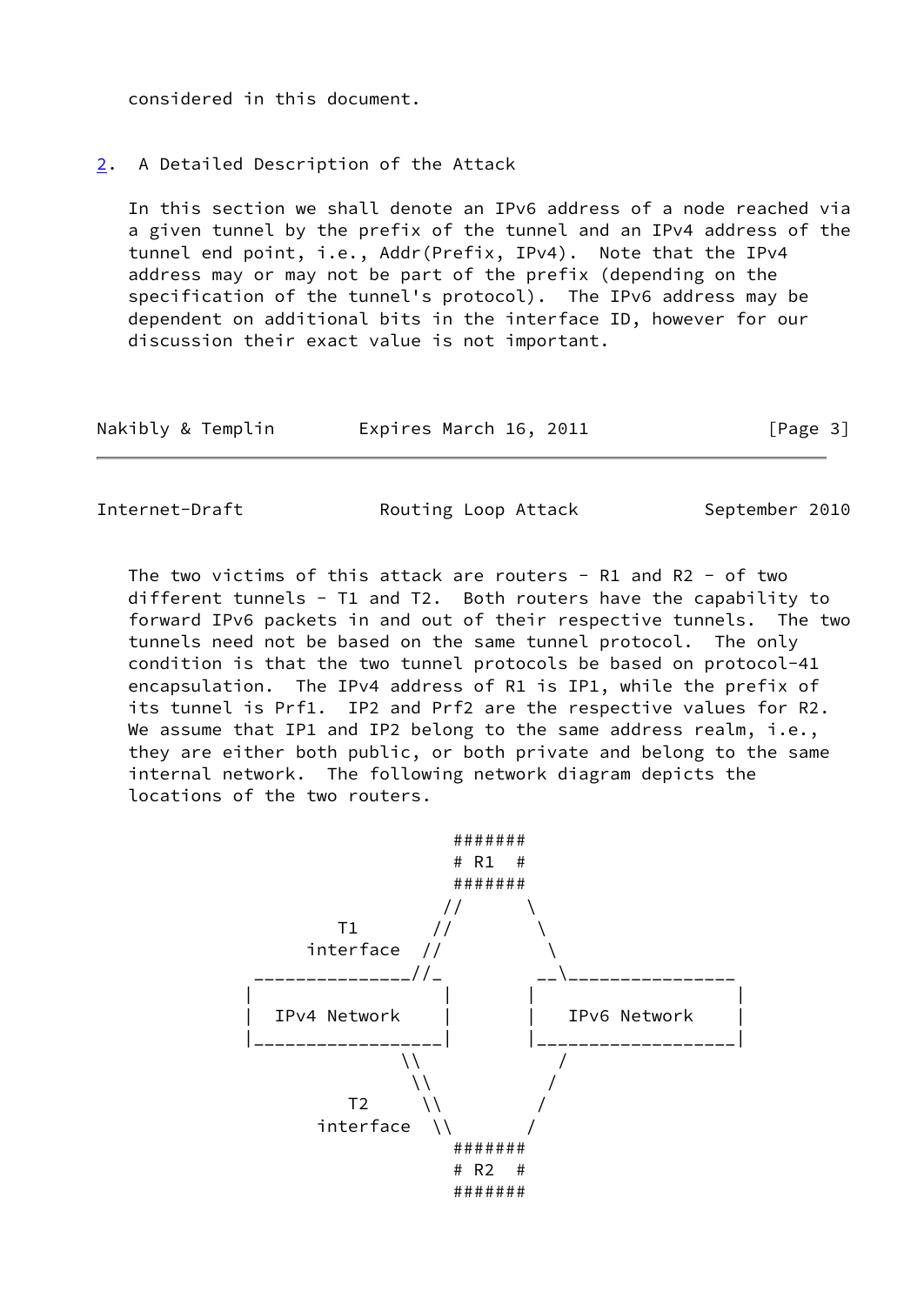considered in this document.

## 2. A Detailed Description of the Attack

In this section we shall denote an IPv6 address of a node reached via a given tunnel by the prefix of the tunnel and an IPv4 address of the tunnel end point, i.e., Addr(Prefix, IPv4). Note that the IPv4 address may or may not be part of the prefix (depending on the specification of the tunnel's protocol). The IPv6 address may be dependent on additional bits in the interface ID, however for our discussion their exact value is not important.

The two victims of this attack are routers - R1 and R2 - of two different tunnels - T1 and T2. Both routers have the capability to forward IPv6 packets in and out of their respective tunnels. The two tunnels need not be based on the same tunnel protocol. The only condition is that the two tunnel protocols be based on protocol-41 encapsulation. The IPv4 address of R1 is IP1, while the prefix of its tunnel is Prf1. IP2 and Prf2 are the respective values for R2. We assume that IP1 and IP2 belong to the same address realm, i.e., they are either both public, or both private and belong to the same internal network. The following network diagram depicts the locations of the two routers.

```
                            #######
                            # R1  #
                            #######
                           //      \
                T1        //        \
             interface   //          \
         ______________//_         __\_______________
        |                 |       |                  |
        |  IPv4 Network   |       |   IPv6 Network   |
        |_________________|       |__________________|
                      \\              /
                       \\            /
                 T2     \\          /
              interface  \\        /
                            #######
                            # R2  #
                            #######
```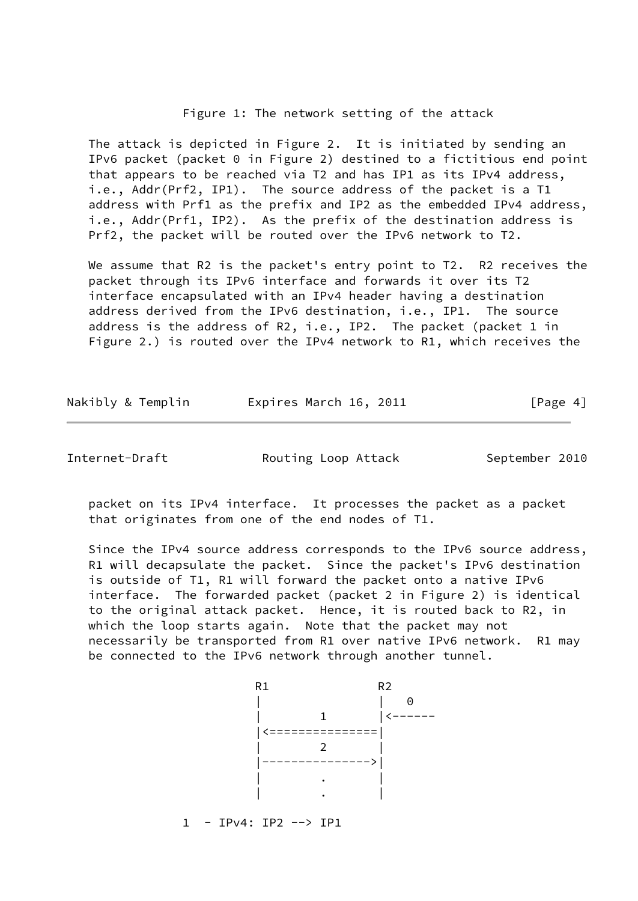Figure 1: The network setting of the attack

The attack is depicted in Figure 2. It is initiated by sending an IPv6 packet (packet 0 in Figure 2) destined to a fictitious end point that appears to be reached via T2 and has IP1 as its IPv4 address, i.e., Addr(Prf2, IP1). The source address of the packet is a T1 address with Prf1 as the prefix and IP2 as the embedded IPv4 address, i.e., Addr(Prf1, IP2). As the prefix of the destination address is Prf2, the packet will be routed over the IPv6 network to T2.

We assume that R2 is the packet's entry point to T2. R2 receives the packet through its IPv6 interface and forwards it over its T2 interface encapsulated with an IPv4 header having a destination address derived from the IPv6 destination, i.e., IP1. The source address is the address of R2, i.e., IP2. The packet (packet 1 in Figure 2.) is routed over the IPv4 network to R1, which receives the packet on its IPv4 interface. It processes the packet as a packet that originates from one of the end nodes of T1.

Since the IPv4 source address corresponds to the IPv6 source address, R1 will decapsulate the packet. Since the packet's IPv6 destination is outside of T1, R1 will forward the packet onto a native IPv6 interface. The forwarded packet (packet 2 in Figure 2) is identical to the original attack packet. Hence, it is routed back to R2, in which the loop starts again. Note that the packet may not necessarily be transported from R1 over native IPv6 network. R1 may be connected to the IPv6 network through another tunnel.

```
             R1              R2
             |               |   0
             |       1       |<------
             |<==============|
             |       2       |
             |-------------->|
             |       .       |
             |       .       |

   1  - IPv4: IP2 --> IP1
```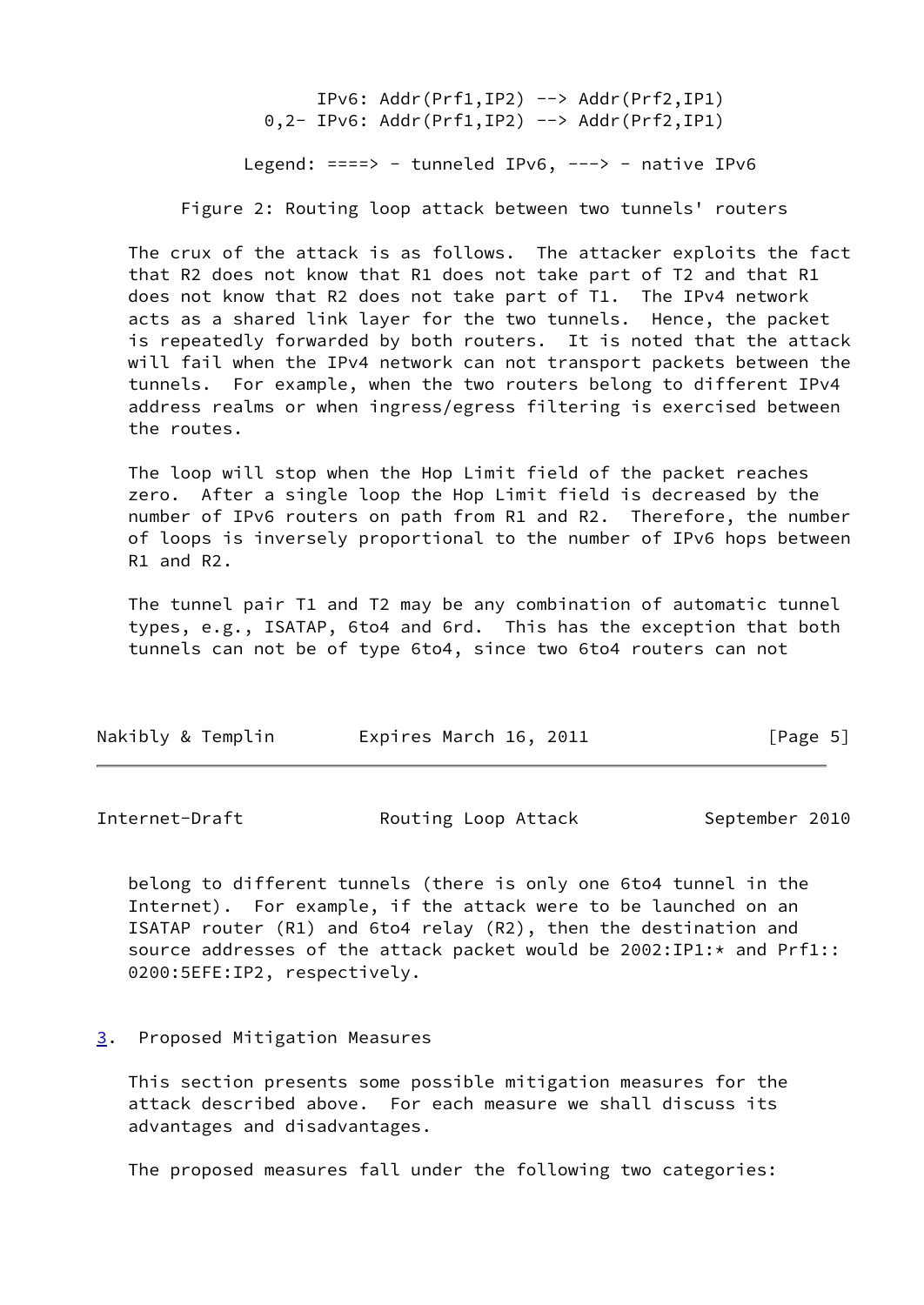```
              IPv6: Addr(Prf1,IP2) --> Addr(Prf2,IP1)
          0,2- IPv6: Addr(Prf1,IP2) --> Addr(Prf2,IP1)

        Legend: ====> - tunneled IPv6, ---> - native IPv6
```

Figure 2: Routing loop attack between two tunnels' routers

The crux of the attack is as follows. The attacker exploits the fact that R2 does not know that R1 does not take part of T2 and that R1 does not know that R2 does not take part of T1. The IPv4 network acts as a shared link layer for the two tunnels. Hence, the packet is repeatedly forwarded by both routers. It is noted that the attack will fail when the IPv4 network can not transport packets between the tunnels. For example, when the two routers belong to different IPv4 address realms or when ingress/egress filtering is exercised between the routes.

The loop will stop when the Hop Limit field of the packet reaches zero. After a single loop the Hop Limit field is decreased by the number of IPv6 routers on path from R1 and R2. Therefore, the number of loops is inversely proportional to the number of IPv6 hops between R1 and R2.

The tunnel pair T1 and T2 may be any combination of automatic tunnel types, e.g., ISATAP, 6to4 and 6rd. This has the exception that both tunnels can not be of type 6to4, since two 6to4 routers can not belong to different tunnels (there is only one 6to4 tunnel in the Internet). For example, if the attack were to be launched on an ISATAP router (R1) and 6to4 relay (R2), then the destination and source addresses of the attack packet would be 2002:IP1:* and Prf1::0200:5EFE:IP2, respectively.

## 3. Proposed Mitigation Measures

This section presents some possible mitigation measures for the attack described above. For each measure we shall discuss its advantages and disadvantages.

The proposed measures fall under the following two categories: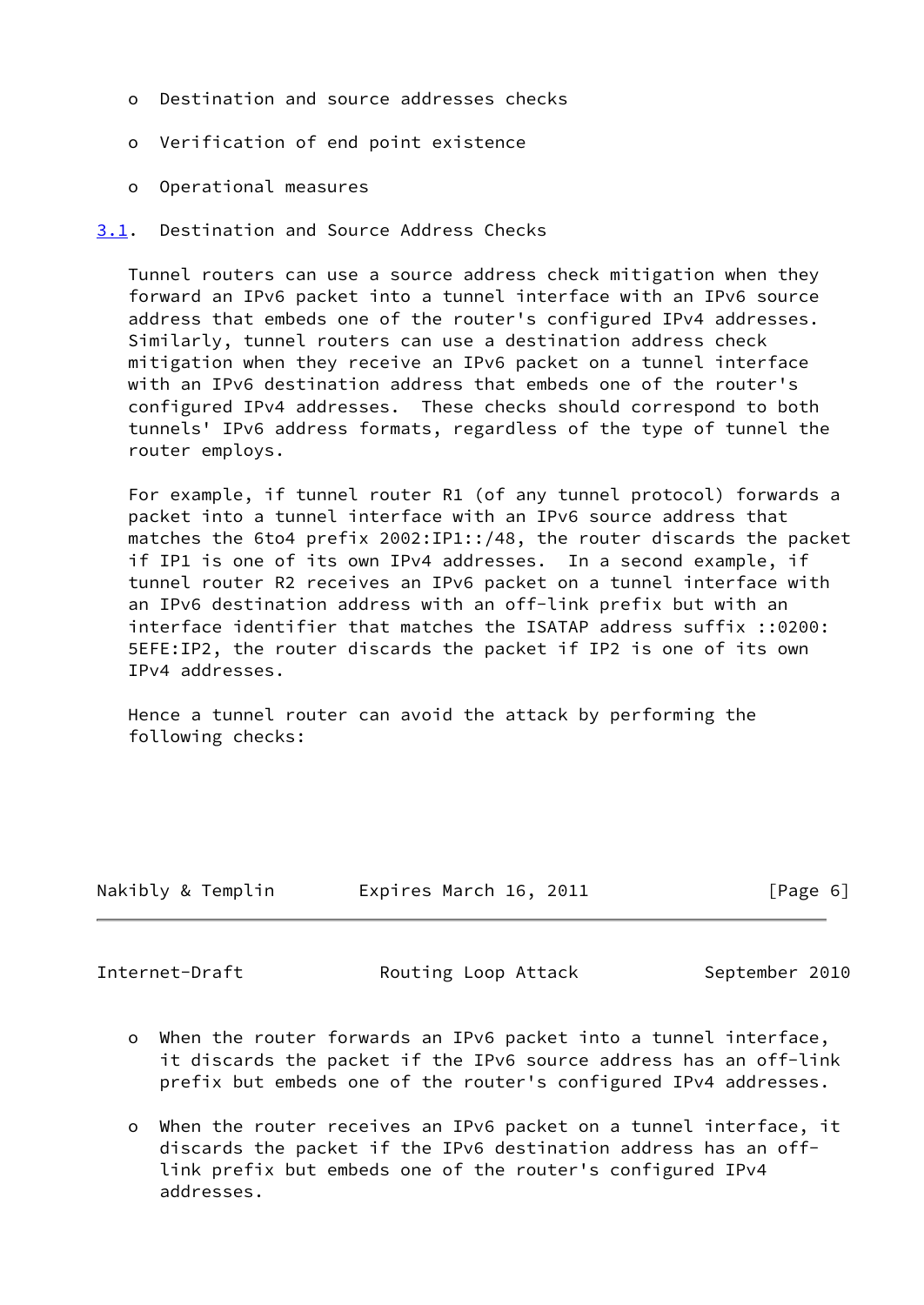- Destination and source addresses checks
- Verification of end point existence
- Operational measures

### 3.1. Destination and Source Address Checks

Tunnel routers can use a source address check mitigation when they forward an IPv6 packet into a tunnel interface with an IPv6 source address that embeds one of the router's configured IPv4 addresses. Similarly, tunnel routers can use a destination address check mitigation when they receive an IPv6 packet on a tunnel interface with an IPv6 destination address that embeds one of the router's configured IPv4 addresses. These checks should correspond to both tunnels' IPv6 address formats, regardless of the type of tunnel the router employs.

For example, if tunnel router R1 (of any tunnel protocol) forwards a packet into a tunnel interface with an IPv6 source address that matches the 6to4 prefix 2002:IP1::/48, the router discards the packet if IP1 is one of its own IPv4 addresses. In a second example, if tunnel router R2 receives an IPv6 packet on a tunnel interface with an IPv6 destination address with an off-link prefix but with an interface identifier that matches the ISATAP address suffix ::0200:5EFE:IP2, the router discards the packet if IP2 is one of its own IPv4 addresses.

Hence a tunnel router can avoid the attack by performing the following checks:

- When the router forwards an IPv6 packet into a tunnel interface, it discards the packet if the IPv6 source address has an off-link prefix but embeds one of the router's configured IPv4 addresses.
- When the router receives an IPv6 packet on a tunnel interface, it discards the packet if the IPv6 destination address has an off-link prefix but embeds one of the router's configured IPv4 addresses.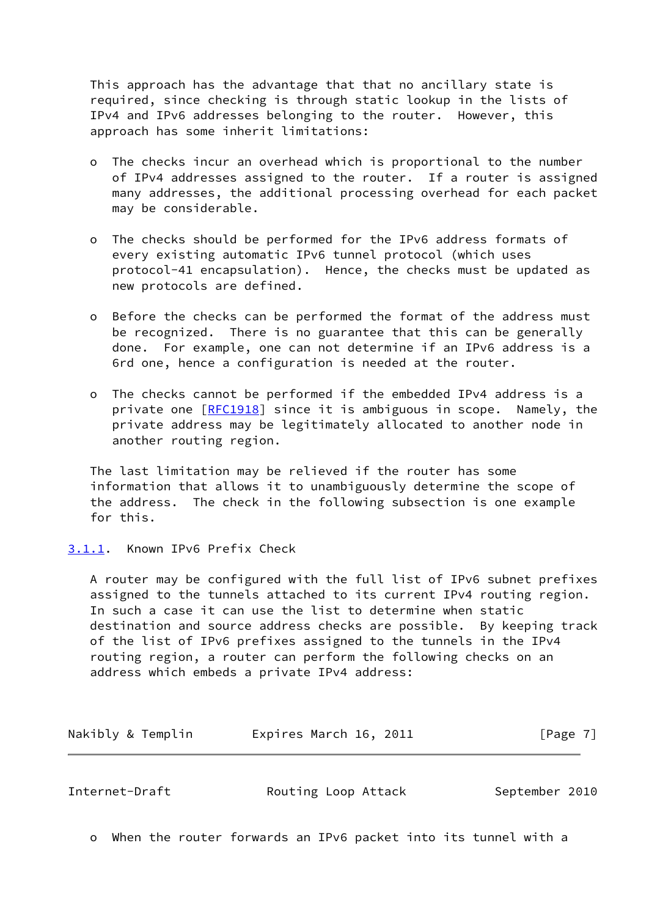This approach has the advantage that that no ancillary state is required, since checking is through static lookup in the lists of IPv4 and IPv6 addresses belonging to the router. However, this approach has some inherit limitations:

- The checks incur an overhead which is proportional to the number of IPv4 addresses assigned to the router. If a router is assigned many addresses, the additional processing overhead for each packet may be considerable.

- The checks should be performed for the IPv6 address formats of every existing automatic IPv6 tunnel protocol (which uses protocol-41 encapsulation). Hence, the checks must be updated as new protocols are defined.

- Before the checks can be performed the format of the address must be recognized. There is no guarantee that this can be generally done. For example, one can not determine if an IPv6 address is a 6rd one, hence a configuration is needed at the router.

- The checks cannot be performed if the embedded IPv4 address is a private one [RFC1918] since it is ambiguous in scope. Namely, the private address may be legitimately allocated to another node in another routing region.

The last limitation may be relieved if the router has some information that allows it to unambiguously determine the scope of the address. The check in the following subsection is one example for this.

### 3.1.1. Known IPv6 Prefix Check

A router may be configured with the full list of IPv6 subnet prefixes assigned to the tunnels attached to its current IPv4 routing region. In such a case it can use the list to determine when static destination and source address checks are possible. By keeping track of the list of IPv6 prefixes assigned to the tunnels in the IPv4 routing region, a router can perform the following checks on an address which embeds a private IPv4 address:

- When the router forwards an IPv6 packet into its tunnel with a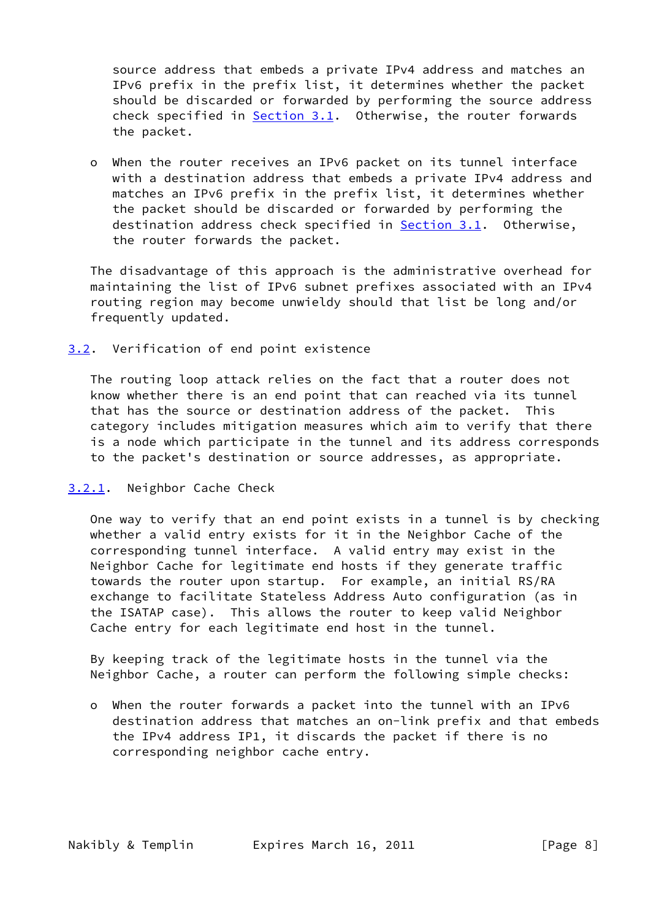source address that embeds a private IPv4 address and matches an IPv6 prefix in the prefix list, it determines whether the packet should be discarded or forwarded by performing the source address check specified in Section 3.1. Otherwise, the router forwards the packet.

- When the router receives an IPv6 packet on its tunnel interface with a destination address that embeds a private IPv4 address and matches an IPv6 prefix in the prefix list, it determines whether the packet should be discarded or forwarded by performing the destination address check specified in Section 3.1. Otherwise, the router forwards the packet.

The disadvantage of this approach is the administrative overhead for maintaining the list of IPv6 subnet prefixes associated with an IPv4 routing region may become unwieldy should that list be long and/or frequently updated.

## 3.2. Verification of end point existence

The routing loop attack relies on the fact that a router does not know whether there is an end point that can reached via its tunnel that has the source or destination address of the packet. This category includes mitigation measures which aim to verify that there is a node which participate in the tunnel and its address corresponds to the packet's destination or source addresses, as appropriate.

### 3.2.1. Neighbor Cache Check

One way to verify that an end point exists in a tunnel is by checking whether a valid entry exists for it in the Neighbor Cache of the corresponding tunnel interface. A valid entry may exist in the Neighbor Cache for legitimate end hosts if they generate traffic towards the router upon startup. For example, an initial RS/RA exchange to facilitate Stateless Address Auto configuration (as in the ISATAP case). This allows the router to keep valid Neighbor Cache entry for each legitimate end host in the tunnel.

By keeping track of the legitimate hosts in the tunnel via the Neighbor Cache, a router can perform the following simple checks:

- When the router forwards a packet into the tunnel with an IPv6 destination address that matches an on-link prefix and that embeds the IPv4 address IP1, it discards the packet if there is no corresponding neighbor cache entry.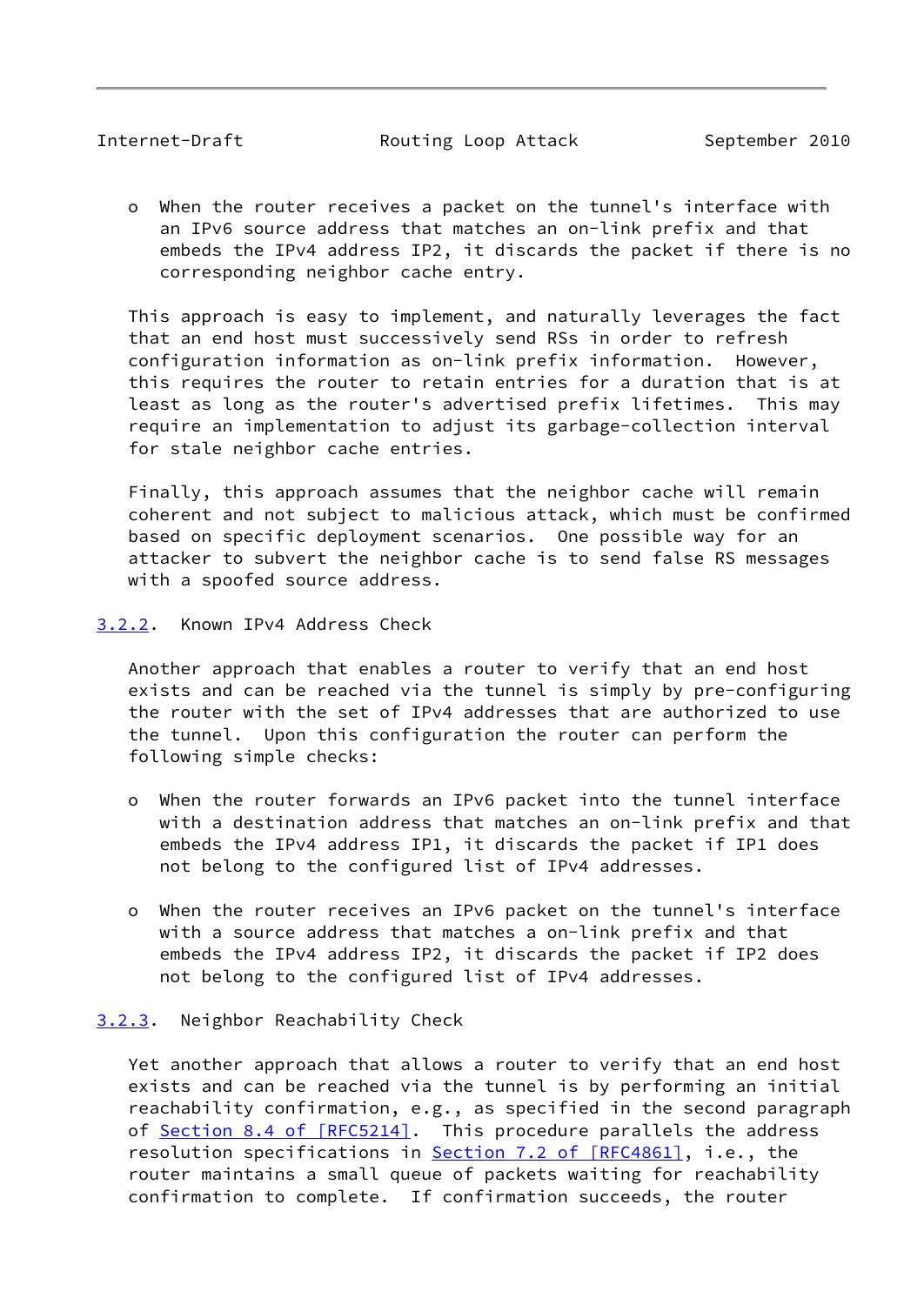- When the router receives a packet on the tunnel's interface with an IPv6 source address that matches an on-link prefix and that embeds the IPv4 address IP2, it discards the packet if there is no corresponding neighbor cache entry.

This approach is easy to implement, and naturally leverages the fact that an end host must successively send RSs in order to refresh configuration information as on-link prefix information. However, this requires the router to retain entries for a duration that is at least as long as the router's advertised prefix lifetimes. This may require an implementation to adjust its garbage-collection interval for stale neighbor cache entries.

Finally, this approach assumes that the neighbor cache will remain coherent and not subject to malicious attack, which must be confirmed based on specific deployment scenarios. One possible way for an attacker to subvert the neighbor cache is to send false RS messages with a spoofed source address.

### 3.2.2. Known IPv4 Address Check

Another approach that enables a router to verify that an end host exists and can be reached via the tunnel is simply by pre-configuring the router with the set of IPv4 addresses that are authorized to use the tunnel. Upon this configuration the router can perform the following simple checks:

- When the router forwards an IPv6 packet into the tunnel interface with a destination address that matches an on-link prefix and that embeds the IPv4 address IP1, it discards the packet if IP1 does not belong to the configured list of IPv4 addresses.

- When the router receives an IPv6 packet on the tunnel's interface with a source address that matches a on-link prefix and that embeds the IPv4 address IP2, it discards the packet if IP2 does not belong to the configured list of IPv4 addresses.

### 3.2.3. Neighbor Reachability Check

Yet another approach that allows a router to verify that an end host exists and can be reached via the tunnel is by performing an initial reachability confirmation, e.g., as specified in the second paragraph of Section 8.4 of [RFC5214]. This procedure parallels the address resolution specifications in Section 7.2 of [RFC4861], i.e., the router maintains a small queue of packets waiting for reachability confirmation to complete. If confirmation succeeds, the router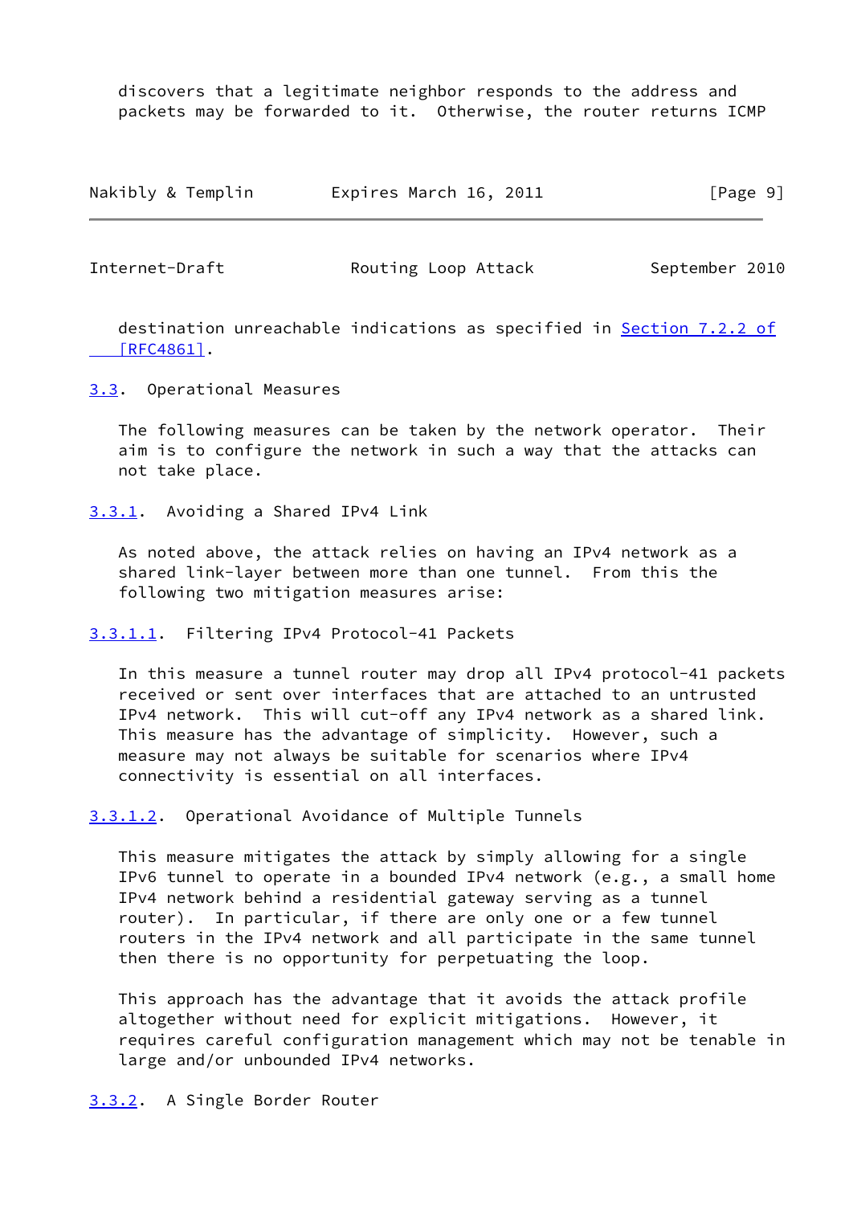discovers that a legitimate neighbor responds to the address and packets may be forwarded to it. Otherwise, the router returns ICMP

destination unreachable indications as specified in Section 7.2.2 of [RFC4861].

### 3.3. Operational Measures

The following measures can be taken by the network operator. Their aim is to configure the network in such a way that the attacks can not take place.

#### 3.3.1. Avoiding a Shared IPv4 Link

As noted above, the attack relies on having an IPv4 network as a shared link-layer between more than one tunnel. From this the following two mitigation measures arise:

##### 3.3.1.1. Filtering IPv4 Protocol-41 Packets

In this measure a tunnel router may drop all IPv4 protocol-41 packets received or sent over interfaces that are attached to an untrusted IPv4 network. This will cut-off any IPv4 network as a shared link. This measure has the advantage of simplicity. However, such a measure may not always be suitable for scenarios where IPv4 connectivity is essential on all interfaces.

##### 3.3.1.2. Operational Avoidance of Multiple Tunnels

This measure mitigates the attack by simply allowing for a single IPv6 tunnel to operate in a bounded IPv4 network (e.g., a small home IPv4 network behind a residential gateway serving as a tunnel router). In particular, if there are only one or a few tunnel routers in the IPv4 network and all participate in the same tunnel then there is no opportunity for perpetuating the loop.

This approach has the advantage that it avoids the attack profile altogether without need for explicit mitigations. However, it requires careful configuration management which may not be tenable in large and/or unbounded IPv4 networks.

#### 3.3.2. A Single Border Router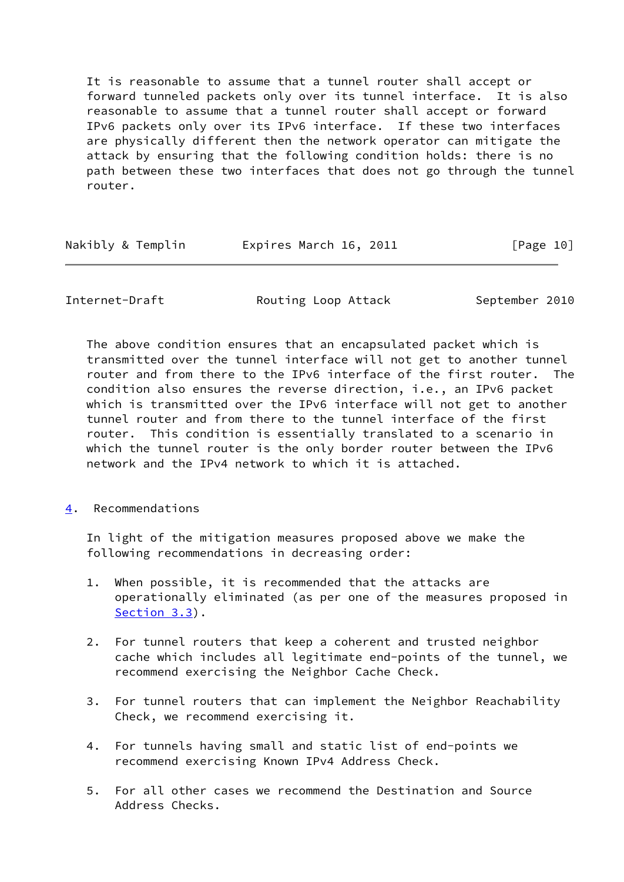It is reasonable to assume that a tunnel router shall accept or forward tunneled packets only over its tunnel interface. It is also reasonable to assume that a tunnel router shall accept or forward IPv6 packets only over its IPv6 interface. If these two interfaces are physically different then the network operator can mitigate the attack by ensuring that the following condition holds: there is no path between these two interfaces that does not go through the tunnel router.

The above condition ensures that an encapsulated packet which is transmitted over the tunnel interface will not get to another tunnel router and from there to the IPv6 interface of the first router. The condition also ensures the reverse direction, i.e., an IPv6 packet which is transmitted over the IPv6 interface will not get to another tunnel router and from there to the tunnel interface of the first router. This condition is essentially translated to a scenario in which the tunnel router is the only border router between the IPv6 network and the IPv4 network to which it is attached.

## 4. Recommendations

In light of the mitigation measures proposed above we make the following recommendations in decreasing order:

1. When possible, it is recommended that the attacks are operationally eliminated (as per one of the measures proposed in Section 3.3).

2. For tunnel routers that keep a coherent and trusted neighbor cache which includes all legitimate end-points of the tunnel, we recommend exercising the Neighbor Cache Check.

3. For tunnel routers that can implement the Neighbor Reachability Check, we recommend exercising it.

4. For tunnels having small and static list of end-points we recommend exercising Known IPv4 Address Check.

5. For all other cases we recommend the Destination and Source Address Checks.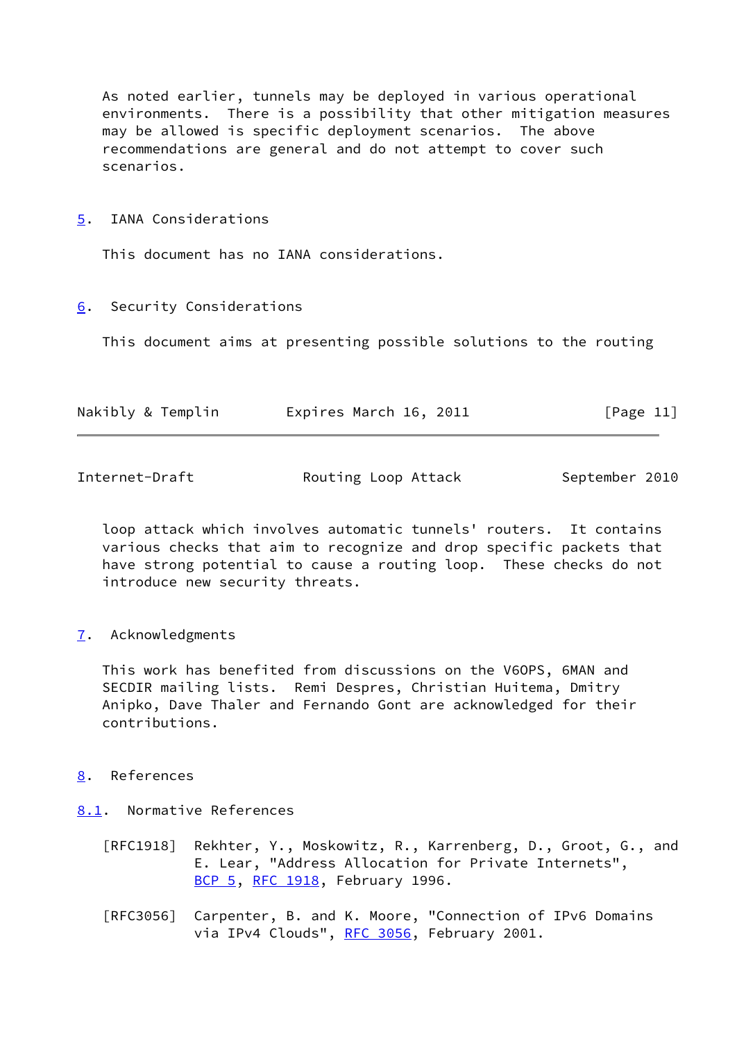As noted earlier, tunnels may be deployed in various operational environments. There is a possibility that other mitigation measures may be allowed is specific deployment scenarios. The above recommendations are general and do not attempt to cover such scenarios.

## 5. IANA Considerations

This document has no IANA considerations.

## 6. Security Considerations

This document aims at presenting possible solutions to the routing loop attack which involves automatic tunnels' routers. It contains various checks that aim to recognize and drop specific packets that have strong potential to cause a routing loop. These checks do not introduce new security threats.

## 7. Acknowledgments

This work has benefited from discussions on the V6OPS, 6MAN and SECDIR mailing lists. Remi Despres, Christian Huitema, Dmitry Anipko, Dave Thaler and Fernando Gont are acknowledged for their contributions.

## 8. References

### 8.1. Normative References

[RFC1918] Rekhter, Y., Moskowitz, R., Karrenberg, D., Groot, G., and E. Lear, "Address Allocation for Private Internets", BCP 5, RFC 1918, February 1996.

[RFC3056] Carpenter, B. and K. Moore, "Connection of IPv6 Domains via IPv4 Clouds", RFC 3056, February 2001.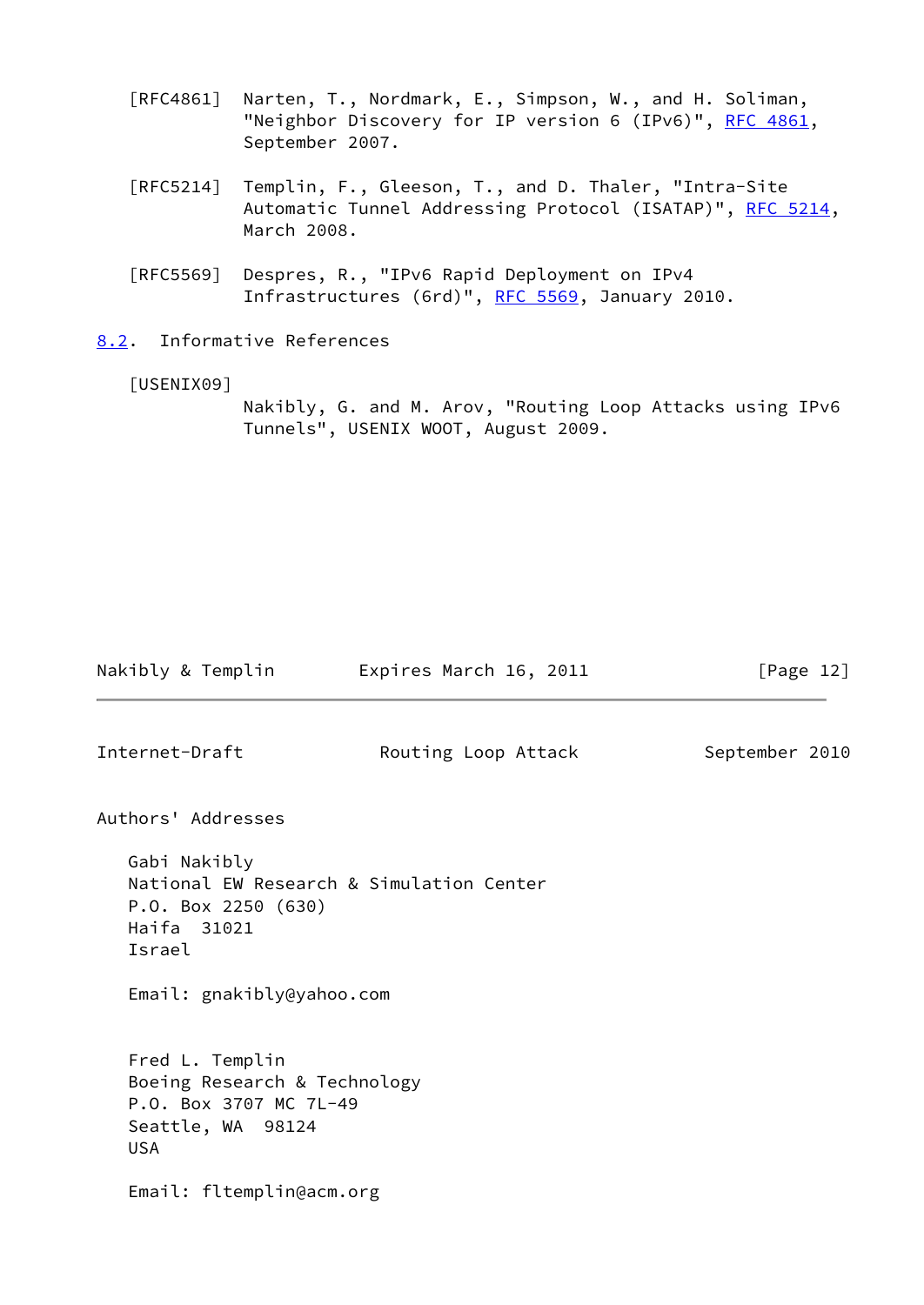[RFC4861] Narten, T., Nordmark, E., Simpson, W., and H. Soliman, "Neighbor Discovery for IP version 6 (IPv6)", RFC 4861, September 2007.

[RFC5214] Templin, F., Gleeson, T., and D. Thaler, "Intra-Site Automatic Tunnel Addressing Protocol (ISATAP)", RFC 5214, March 2008.

[RFC5569] Despres, R., "IPv6 Rapid Deployment on IPv4 Infrastructures (6rd)", RFC 5569, January 2010.

## 8.2. Informative References

[USENIX09] Nakibly, G. and M. Arov, "Routing Loop Attacks using IPv6 Tunnels", USENIX WOOT, August 2009.

## Authors' Addresses

Gabi Nakibly
National EW Research & Simulation Center
P.O. Box 2250 (630)
Haifa 31021
Israel

Email: gnakibly@yahoo.com

Fred L. Templin
Boeing Research & Technology
P.O. Box 3707 MC 7L-49
Seattle, WA 98124
USA

Email: fltemplin@acm.org